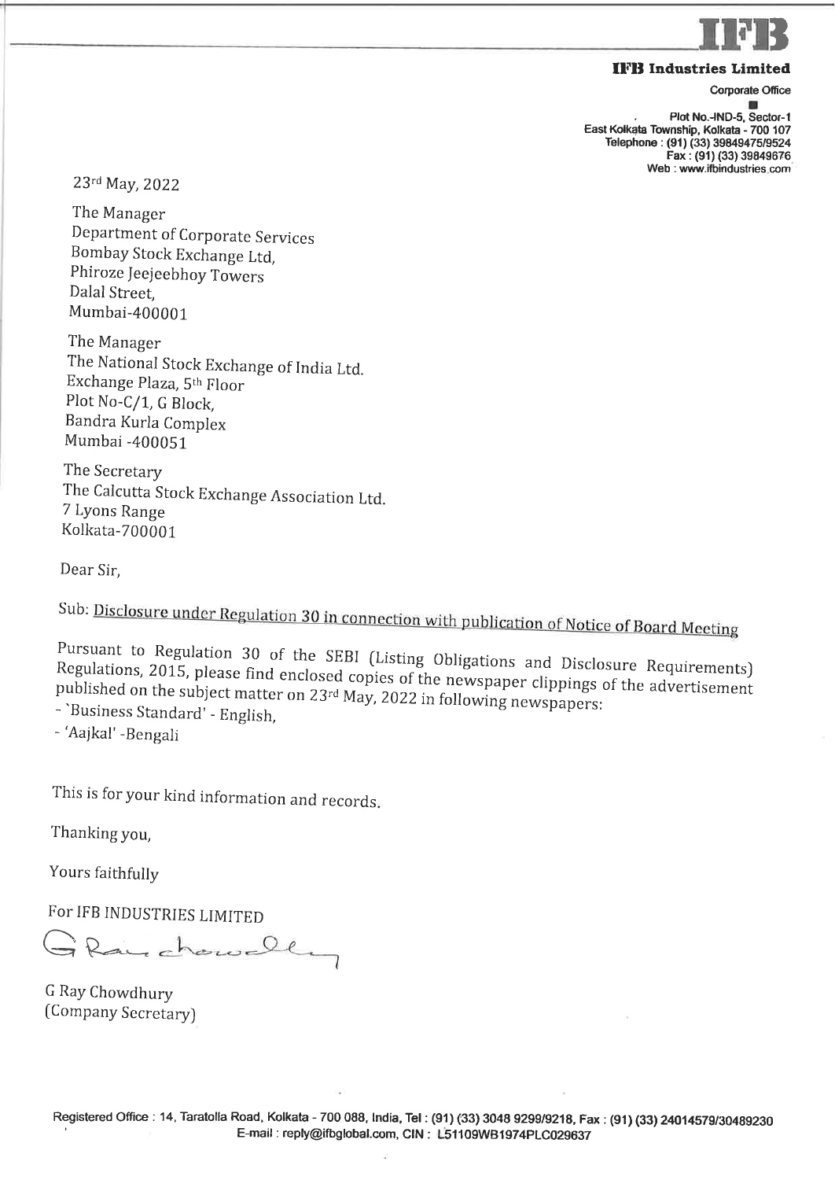**IFB Industries Limited**

Corporate Office

Plot No.-IND-5, Sector-1
East Kolkata Township, Kolkata - 700 107
Telephone : (91) (33) 39849475/9524
Fax : (91) (33) 39849676
Web : www.ifbindustries.com

23rd May, 2022

The Manager
Department of Corporate Services
Bombay Stock Exchange Ltd,
Phiroze Jeejeebhoy Towers
Dalal Street,
Mumbai-400001

The Manager
The National Stock Exchange of India Ltd.
Exchange Plaza, 5th Floor
Plot No-C/1, G Block,
Bandra Kurla Complex
Mumbai -400051

The Secretary
The Calcutta Stock Exchange Association Ltd.
7 Lyons Range
Kolkata-700001

Dear Sir,

Sub: Disclosure under Regulation 30 in connection with publication of Notice of Board Meeting

Pursuant to Regulation 30 of the SEBI (Listing Obligations and Disclosure Requirements) Regulations, 2015, please find enclosed copies of the newspaper clippings of the advertisement published on the subject matter on 23rd May, 2022 in following newspapers:

- `Business Standard' - English,
- 'Aajkal' -Bengali

This is for your kind information and records.

Thanking you,

Yours faithfully

For IFB INDUSTRIES LIMITED

G Ray Chowdhury
(Company Secretary)

Registered Office : 14, Taratolla Road, Kolkata - 700 088, India, Tel : (91) (33) 3048 9299/9218, Fax : (91) (33) 24014579/30489230
E-mail : reply@ifbglobal.com, CIN : L51109WB1974PLC029637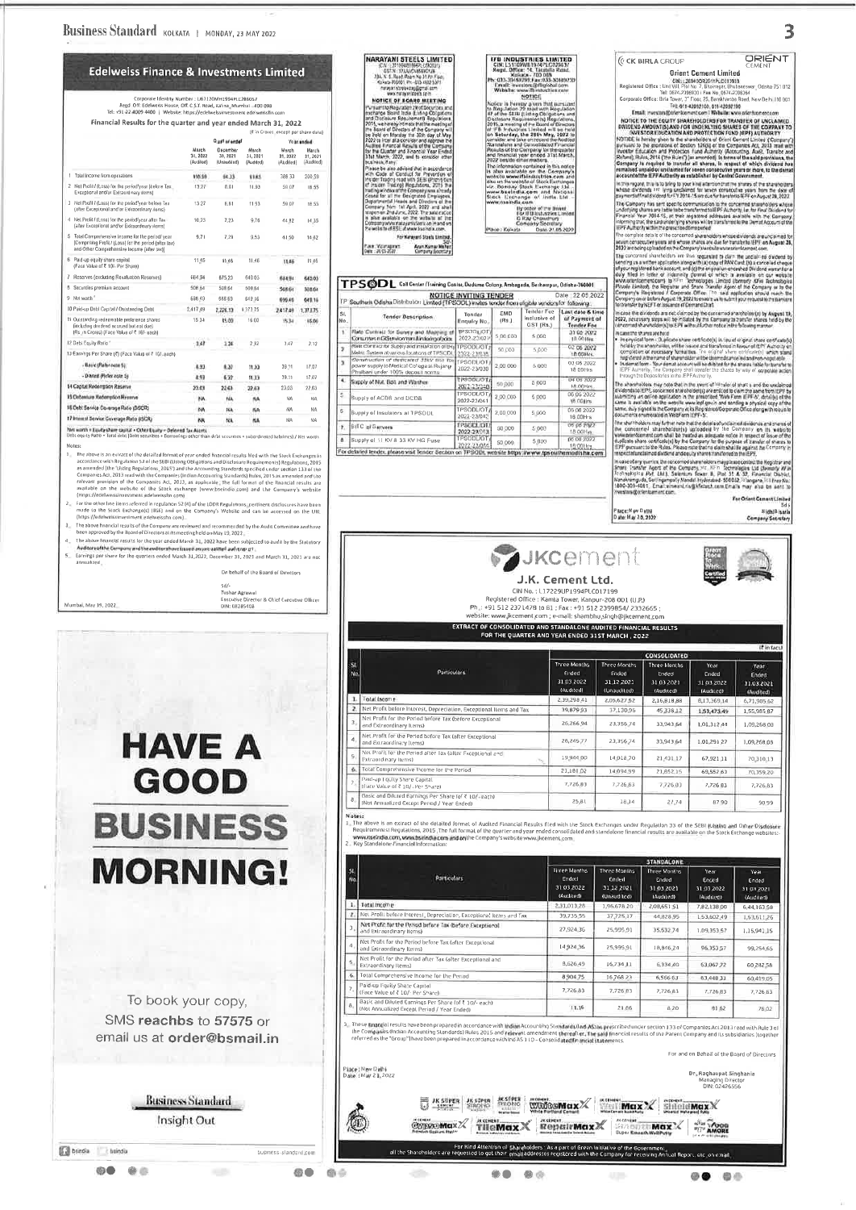# Edelweiss Finance & Investments Limited

Corporate Identity Number : L65100MH1994PLC286057
Regd. Off: Edelweiss House, Off C.S.T. Road, Kalina, Mumbai - 400 098
Tel: +91 22 4009 4400 | Website: https://edelweissinvestment.edelweissfin.com

**Financial Results for the quarter and year ended March 31, 2022**

(₹ in Crores, except per share data)

| Particulars | Quarter ended March 31, 2022 (Audited) | December 31, 2021 (Audited) | March 31, 2021 (Audited) | Year ended March 31, 2022 (Audited) | March 31, 2021 (Audited) |
|---|---|---|---|---|---|
| 1 Total Income from operations | 100.59 | 84.33 | 69.65 | 308.33 | 200.59 |
| 2 Net Profit / (Loss) for the period/year (before Tax, Exceptional and/or Extraordinary items) | 13.27 | 8.81 | 11.93 | 59.07 | 18.55 |
| 3 Net Profit / (Loss) for the period/year before Tax (after Exceptional and/or Extraordinary items) | 13.27 | 8.81 | 11.93 | 59.07 | 18.55 |
| 4 Net Profit / (Loss) for the period/year after Tax (after Exceptional and/or Extraordinary items) | 10.23 | 7.23 | 9.76 | 44.92 | 14.35 |
| 5 Total Comprehensive Income for the period/year [Comprising Profit / (Loss) for the period (after tax) and Other Comprehensive Income (after tax)] | 9.71 | 7.29 | 9.53 | 41.50 | 14.62 |
| 6 Paid-up equity share capital (Face Value of ₹ 10/- Per Share) | 11.46 | 11.46 | 11.46 | 11.46 | 11.46 |
| 7 Reserves (excluding Revaluation Reserves) | 664.94 | 675.23 | 640.03 | 664.94 | 640.03 |
| 8 Securities premium account | 508.64 | 508.64 | 508.64 | 508.64 | 508.64 |
| 9 Net worth [1] | 696.40 | 688.69 | 649.16 | 696.40 | 649.16 |
| 10 Paid-up Debt Capital / Outstanding Debt | 2,417.49 | 2,226.13 | 1,373.75 | 2,417.49 | 1,373.75 |
| 11 Outstanding redeemable preference shares (including dividend accrued but not due) (Rs. in Crores) (Face Value of ₹ 10/- each) | 15.34 | 15.00 | 16.00 | 15.34 | 16.00 |
| 12 Debt Equity Ratio [2] | 3.47 | 3.24 | 2.12 | 3.47 | 2.12 |
| 13 Earnings Per Share (₹) (Face Value of ₹ 10/- each) | | | | | |
| - Basic (Refer note 5) | 8.93 | 6.32 | 11.33 | 39.11 | 17.07 |
| - Diluted (Refer note 5) | 8.93 | 6.32 | 11.33 | 39.11 | 17.07 |
| 14 Capital Redemption Reserve | 23.03 | 22.63 | 22.63 | 23.03 | 22.63 |
| 15 Debenture Redemption Reserve | NA | NA | NA | NA | NA |
| 16 Debt Service Coverage Ratio (DSCR) | NA | NA | NA | NA | NA |
| 17 Interest Service Coverage Ratio (ISCR) | NA | NA | NA | NA | NA |

[1] Net worth = Equity share capital + Other Equity – Deferred Tax Assets
[2] Debt equity Ratio = Total debt (Debt securities + Borrowings other than debt securities + subordinated liabilities) / Net worth

Notes:

1. The above is an extract of the detailed format of year ended financial results filed with the Stock Exchanges in accordance with Regulation 52 of the SEBI (Listing Obligations and Disclosure Requirements) Regulations, 2015 as amended (the 'Listing Regulations, 2015') and the Accounting Standards specified under section 133 of the Companies Act, 2013 read with the Companies (Indian Accounting Standards) Rules, 2015 as amended and the relevant provisions of the Companies Act, 2013, as applicable. The full format of the financial results are available on the website of the Stock exchange (www.bseindia.com) and the Company's website (https://edelweissinvestment.edelweissfin.com).
2. For the other line items referred in regulation 52 (4) of the LODR Regulations, pertinent disclosures have been made to the Stock Exchange(s) (BSE) and on the Company's Website and can be accessed on the URL (https://edelweissinvestment.edelweissfin.com).
3. The above financial results of the Company are reviewed and recommended by the Audit Committee and have been approved by the Board of Directors at its meeting held on May 19, 2022.
4. The above financial results for the year ended March 31, 2022 have been subjected to audit by the Statutory Auditors of the Company and the auditors have issued an unmodified audit report.
5. Earnings per share for the quarters ended March 31, 2022, December 31, 2021 and March 31, 2021 are not annualised.

On behalf of the Board of Directors

Sd/-
Tushar Agrawal
Executive Director & Chief Executive Officer
DIN: 08285408

Mumbai, May 19, 2022

---

# HAVE A GOOD BUSINESS MORNING!

To book your copy, SMS reachbs to 57575 or email us at order@bsmail.in

Business Standard
Insight Out

---

## NARAYANI STEELS LIMITED

CIN: L27109WB1996PLC082021
GSTIN: 19AACCN4565E1Z9
23A, N. S. Road, Room No. 31, 7th Floor, Kolkata-700001, Ph.-033-40023277
narayanisteelsltd@gmail.com
www.narayanisteels.com

**NOTICE OF BOARD MEETING**

Pursuant to Regulation 29 of Securities and Exchange Board of India (Listing Obligations and Disclosure Requirements) Regulations, 2015, we hereby intimate that the meeting of the Board of Directors of the Company will be held on Monday, the 30th day of May, 2022 to inter alia consider and approve the Audited Financial Results of the Company for the Quarter and Financial Year Ended 31st March, 2022, and to consider other business, if any.

Please be also advised that in accordance with Code of Conduct for Prevention of Insider Trading pursuant to SEBI (Prohibition of Insider Trading) Regulations, 2015 the trading window of the Company was already closed for all the Designated Employees, Departmental Heads and Directors of the Company from 1st April, 2022 and shall reopen on 2nd June, 2022. The said notice is also available on the website of the Company www.narayanisteels.com and on the website of BSE at www.bseindia.com.

For Narayani Steels Limited
Sd/-
Arun Kumar Meher
Company Secretary

Place: Visakhapatnam
Date: 20.05.2022

---

## IFB INDUSTRIES LIMITED

CIN: L51109WB1974PLC029637
Regd. Office: 14, Taratolla Road, Kolkata - 700 088
Ph: 033-39489299; Fax: 033-30489230
Email: investors@ifbglobal.com
Website: www.ifbindustries.com

**NOTICE**

Notice is hereby given that pursuant to Regulation 29 read with Regulation 47 of the SEBI (Listing Obligations and Disclosure Requirements) Regulations, 2015, a meeting of the Board of Directors of IFB Industries Limited will be held on Saturday, the 28th May, 2022 to consider and take on record the Audited Standalone and Consolidated Financial Results of the Company for the quarter and financial year ended 31st March, 2022 besides other matters.

The information contained in this notice is also available on the Company's website www.ifbindustries.com and also on the website of Stock Exchanges viz. Bombay Stock Exchange Ltd. www.bseindia.com and National Stock Exchange of India Ltd. www.nseindia.com.

By order of the Board
For IFB Industries Limited
G Ray Chowdhury
Company Secretary

Place: Kolkata Date: 21.05.2022

---

## TPSODL

Call Center (Training Centre), Dudume Colony, Ambagada, Berhampur, Odisha-760001

**NOTICE INVITING TENDER**

Date : 22.05.2022

TP Southern Odisha Distribution Limited (TPSODL) invites tender from eligible vendors for following :

| Sl. No. | Tender Description | Tender Enquiry No. | EMD (Rs.) | Tender Fee Inclusive of GST (Rs.) | Last date & Time of Payment of Tender Fee |
|---|---|---|---|---|---|
| 1 | Rate Contract for Survey and Mapping of Consumers in GIS environment & Indexing of records | TPSODL/OT/2022-23/029 | 5,00,000 | 5,000 | 31.05.2022 18:00Hrs |
| 2 | Rate Contract for Supply and installation of Smart Meters System at various locations of TPSODL | TPSODL/OT/2022-23/038 | 50,000 | 5,000 | 02.06.2022 18:00Hrs |
| 3 | Construction of dedicated 33kV line for power supply to Medical College at Rugadi (Phulbani) under 100% deposit mode | TPSODL/OT/2022-23/036 | 2,00,000 | 5,000 | 03.06.2022 18:00Hrs |
| 4 | Supply of Nut, Bolt and Washer | TPSODL/OT/2022-23/040 | 50,000 | 5,000 | 04.06.2022 18:00Hrs |
| 5 | Supply of ACDB and DCDB | TPSODL/OT/2022-23/041 | 2,00,000 | 5,000 | 06.06.2022 18:00Hrs |
| 6 | Supply of Insulators at TPSODL | TPSODL/OT/2022-23/042 | 2,00,000 | 5,000 | 06.06.2022 18:00Hrs |
| 7 | SITC of Barriers | TPSODL/OT/2022-23/043 | 80,000 | 5,000 | 06.06.2022 18:00Hrs |
| 8 | Supply of 11 KV & 33 KV HG Fuse | TPSODL/OT/2022-23/045 | 50,000 | 5,000 | 06.06.2022 18:00Hrs |

For detailed tender, please visit Tender Section on TPSODL website https://www.tpsouthernodisha.com

---

## Orient Cement Limited

CK BIRLA GROUP | ORIENT CEMENT

CIN: L26940OR2011PLC013933
Registered Office : Unit VIII, Plot No. 7, Bhoinagar, Bhubaneswar, Odisha 751 012
Tel: 0674-2396930 | Fax No: 0674-2396364
Corporate Office: Birla Tower, 3rd Floor, 25, Barakhamba Road, New Delhi 110 001
Tel: 011-42092100, 011-42092190
Email: investors@orientcement.com | Website: www.orientcement.com

**NOTICE TO THE EQUITY SHAREHOLDERS FOR TRANSFER OF UNCLAIMED DIVIDEND AMOUNT(S) AND FOR UNDERLYING SHARES OF THE COMPANY TO INVESTOR EDUCATION AND PROTECTION FUND (IEPF) AUTHORITY**

NOTICE is hereby given to the shareholders of Orient Cement Limited ("Company") pursuant to the provisions of Section 124(6) of the Companies Act, 2013 read with Investor Education and Protection Fund Authority (Accounting, Audit, Transfer and Refund) Rules, 2016 ("the Rules") (as amended). In terms of the said provisions, the Company is required to transfer all shares, in respect of which dividend has remained unpaid or unclaimed for seven consecutive years or more, to the demat account of the IEPF Authority as established by Central Government.

In this regard, this is to bring to your kind attention that the shares of the shareholders whose dividends are lying unclaimed for seven consecutive years from the date of payment of final dividend for FY 2014-15 are due for transfer to IEPF on August 28, 2022.

The Company has sent specific communication to the concerned shareholders whose underlying shares are liable to be transferred to IEPF Authority for Final Dividend for Financial Year 2014-15, at their registered addresses available with the Company informing that, the said underlying shares will be transferred to the Demat Account of the IEPF Authority within the prescribed time period.

The complete details of the concerned shareholders whose dividends are unclaimed for seven consecutive years and whose shares are due for transfer to IEPF on August 28, 2022 are being uploaded on the Company's website www.orientcement.com.

The concerned shareholders are thus requested to claim the unclaimed dividend by sending us a written application alongwith (a) copy of PAN Card; (b) a cancelled cheque of your registered bank account; and (c) the original un-encashed Dividend warrant or a duly filled in letter of indemnity (format of which is available on our website www.orientcement.com) to KFin Technologies Limited (formerly KFin Technologies Private Limited), the Registrar and Share Transfer Agent of the Company or to the Company's Registered / Corporate Office. The said application should reach the Company on or before August 19, 2022 to enable us to submit your request to the bankers for transfer by NEFT or issuance of Demand Draft.

In case the dividends are not claimed by the concerned shareholders by August 19, 2022, necessary steps will be initiated by the Company to transfer shares held by the concerned shareholder(s) to IEPF without further notice in the following manner:

In case the shares are held:

- In physical form - Duplicate share certificate(s) in lieu of original share certificate(s) held by the shareholder, will be issued and transferred in favour of IEPF Authority on completion of necessary formalities. The original share certificate(s) which stand registered in the name of shareholder will be deemed cancelled and non-negotiable.
- In demat form - Your demat account will be debited for the shares liable for transfer to IEPF Authority. The Company shall transfer the shares by way of corporate action through the Depositories to the IEPF Authority.

The shareholders may note that in the event of transfer of shares and the unclaimed dividends to IEPF, concerned shareholder(s) are entitled to claim the same from IEPF by submitting an online application in the prescribed "Web Form IEPF-5", details of the same is available on the website www.iepf.gov.in and sending a physical copy of the same, duly signed to the Company at its Registered/Corporate Office along with requisite documents enumerated in Web Form IEPF-5.

The shareholders may further note that the details of unclaimed dividends and shares of the concerned shareholder(s) uploaded by the Company on its website www.orientcement.com shall be treated as adequate notice in respect of issue of the duplicate share certificate(s) by the Company for the purpose of transfer of shares to IEPF pursuant to the Rules. Please note that no claim shall lie against the Company in respect of unclaimed dividend and equity shares transferred to the IEPF.

In case of any queries, the concerned shareholders may please contact the Registrar and Share Transfer Agent of the Company, viz. KFin Technologies Ltd (formerly KFin Technologies Pvt. Ltd.), Selenium Tower B, Plot 31 & 32, Financial District, Nanakramguda, Serilingampally Mandal, Hyderabad- 500032, Telangana, Toll Free No.: 1800-309-4001, Email: einward.ris@kfintech.com. Emails may also be sent to investors@orientcement.com.

For Orient Cement Limited
Sd/-
Nidhi Bisaria
Company Secretary

Place: New Delhi
Date: May 20, 2022

---

## J.K. Cement Ltd.

JKcement

CIN No. : L17229UP1994PLC017199
Registered Office : Kamla Tower, Kanpur-208 001 (U.P.)
Ph.: +91 512 2371478 to 81 ; Fax : +91 512 2399854/ 2332665 ;
website: www.jkcement.com ; e-mail: shambhu.singh@jkcement.com

**EXTRACT OF CONSOLIDATED AND STANDALONE AUDITED FINANCIAL RESULTS FOR THE QUARTER AND YEAR ENDED 31ST MARCH, 2022**

(₹ in Lacs)

| Sl. No. | Particulars | CONSOLIDATED Three Months Ended 31.03.2022 (Audited) | Three Months Ended 31.12.2021 (Unaudited) | Three Months Ended 31.03.2021 (Audited) | Year Ended 31.03.2022 (Audited) | Year Ended 31.03.2021 (Audited) |
|---|---|---|---|---|---|---|
| 1. | Total Income | 2,35,258.41 | 2,03,627.52 | 2,16,818.88 | 8,17,369.14 | 6,71,985.62 |
| 2. | Net Profit before Interest, Depreciation, Exceptional Items and Tax | 39,879.93 | 37,130.95 | 45,338.12 | 1,53,473.49 | 1,55,985.87 |
| 3. | Net Profit for the Period before Tax (before Exceptional and Extraordinary items) | 26,266.94 | 23,356.74 | 33,943.64 | 1,01,312.44 | 1,09,268.08 |
| 4. | Net Profit for the Period before Tax (after Exceptional and Extraordinary items) | 26,245.77 | 23,356.74 | 33,943.64 | 1,01,291.27 | 1,09,268.08 |
| 5. | Net Profit for the Period after Tax (after Exceptional and Extraordinary items) | 19,946.00 | 14,018.70 | 21,431.17 | 67,921.11 | 70,310.13 |
| 6. | Total Comprehensive Income for the Period | 21,181.02 | 14,094.99 | 21,852.15 | 69,552.63 | 70,359.20 |
| 7. | Paid-up Equity Share Capital (Face Value of ₹ 10/- Per Share) | 7,726.83 | 7,726.83 | 7,726.83 | 7,726.83 | 7,726.83 |
| 8. | Basic and Diluted Earnings Per Share of ₹ 10/- each) (Not Annualized Except Period / Year Ended) | 25.81 | 18.14 | 27.74 | 87.90 | 90.99 |

Notes:

1. The above is an extract of the detailed format of Audited Financial Results filed with the Stock Exchanges under Regulation 33 of the SEBI (Listing and Other Disclosure Requirements) Regulations, 2015. The full format of the quarter and year ended consolidated and standalone financial results are available on the Stock Exchange websites: www.bseindia.com, www.nseindia.com and on the Company's website www.jkcement.com.
2. Key Standalone Financial Information:

| Sl. No. | Particulars | STANDALONE Three Months Ended 31.03.2022 (Audited) | Three Months Ended 31.12.2021 (Unaudited) | Three Months Ended 31.03.2021 (Audited) | Year Ended 31.03.2022 (Audited) | Year Ended 31.03.2021 (Audited) |
|---|---|---|---|---|---|---|
| 1. | Total Income | 2,31,013.28 | 1,96,678.20 | 2,08,651.51 | 7,82,138.00 | 6,44,163.58 |
| 2. | Net Profit before Interest, Depreciation, Exceptional Items and Tax | 39,735.55 | 37,725.17 | 44,828.95 | 1,53,602.49 | 1,53,611.26 |
| 3. | Net Profit for the Period before Tax (before Exceptional and Extraordinary items) | 27,924.36 | 25,995.91 | 35,532.74 | 1,09,353.57 | 1,15,941.35 |
| 4. | Net Profit for the Period before Tax (after Exceptional and Extraordinary items) | 14,924.36 | 25,995.91 | 18,846.24 | 96,353.57 | 99,254.65 |
| 5. | Net Profit for the Period after Tax (after Exceptional and Extraordinary items) | 8,626.49 | 16,734.31 | 6,334.40 | 63,067.72 | 60,282.58 |
| 6. | Total Comprehensive Income for the Period | 8,904.75 | 16,768.23 | 6,566.63 | 63,448.33 | 60,419.05 |
| 7. | Paid-up Equity Share Capital (Face Value of ₹ 10/- Per Share) | 7,726.83 | 7,726.83 | 7,726.83 | 7,726.83 | 7,726.83 |
| 8. | Basic and Diluted Earnings Per Share of ₹ 10/- each) (Not Annualized Except Period / Year Ended) | 11.16 | 21.66 | 8.20 | 81.62 | 78.02 |

3. These financial results have been prepared in accordance with Indian Accounting Standards (Ind AS) as prescribed under section 133 of Companies Act 2013 read with Rule 3 of the Companies (Indian Accounting Standards) Rules 2015 and relevant amendment thereafter. The said financial results of the Parent Company and its subsidiaries (together referred as the "Group") have been prepared in accordance with Ind AS 110 - Consolidated Financial Statements.

For and on Behalf of the Board of Directors

Dr. Raghavpat Singhania
Managing Director
DIN: 02426556

Place: New Delhi
Date: May 21, 2022

JK SUPER CEMENT | JK SUPER STRONG | JK SUPER WeatherShield | WallMaxX | ShieldMaxX | GypsoMaxX | TileMaxX | RepairMaxX | SmoothMaxX | Amore

For Kind Attention of Shareholders : As a part of Green Initiative of the Government, all the Shareholders are requested to get their email addresses registered with the Company for receiving Annual Report, etc. on email.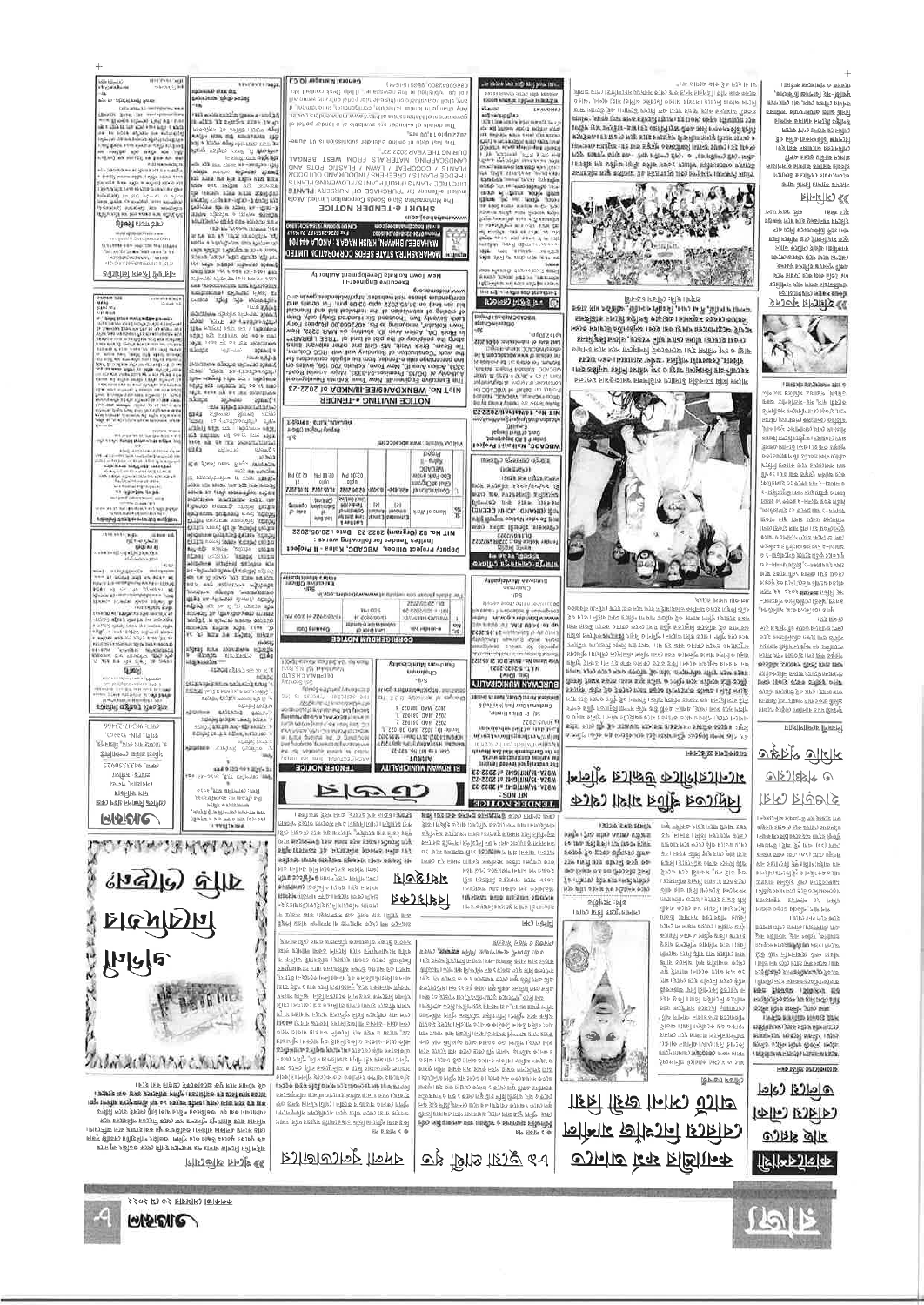## MAHARASHTRA STATE SEEDS CORPORATION LIMITED

### SHORT e-TENDER NOTICE

## New Town Kolkata Development Authority

### NOTICE INVITING e-TENDER

NIT No. WBNKDA/EE-I/NKDA of 2022-23

Executive Engineer-III

New Town Kolkata Development Authority

## BURDWAN MUNICIPALITY

### TENDER NOTICE

### CORRIGENDUM NOTICE

Chairman

Burdwan Municipality

### TENDER NOTICE

Deputy Project Officer, WBCADC, Kalna - II Project

Invites Tender for following works :

NIT No. 02 Of Kalna II 2022-23 Date : 20.06.2022